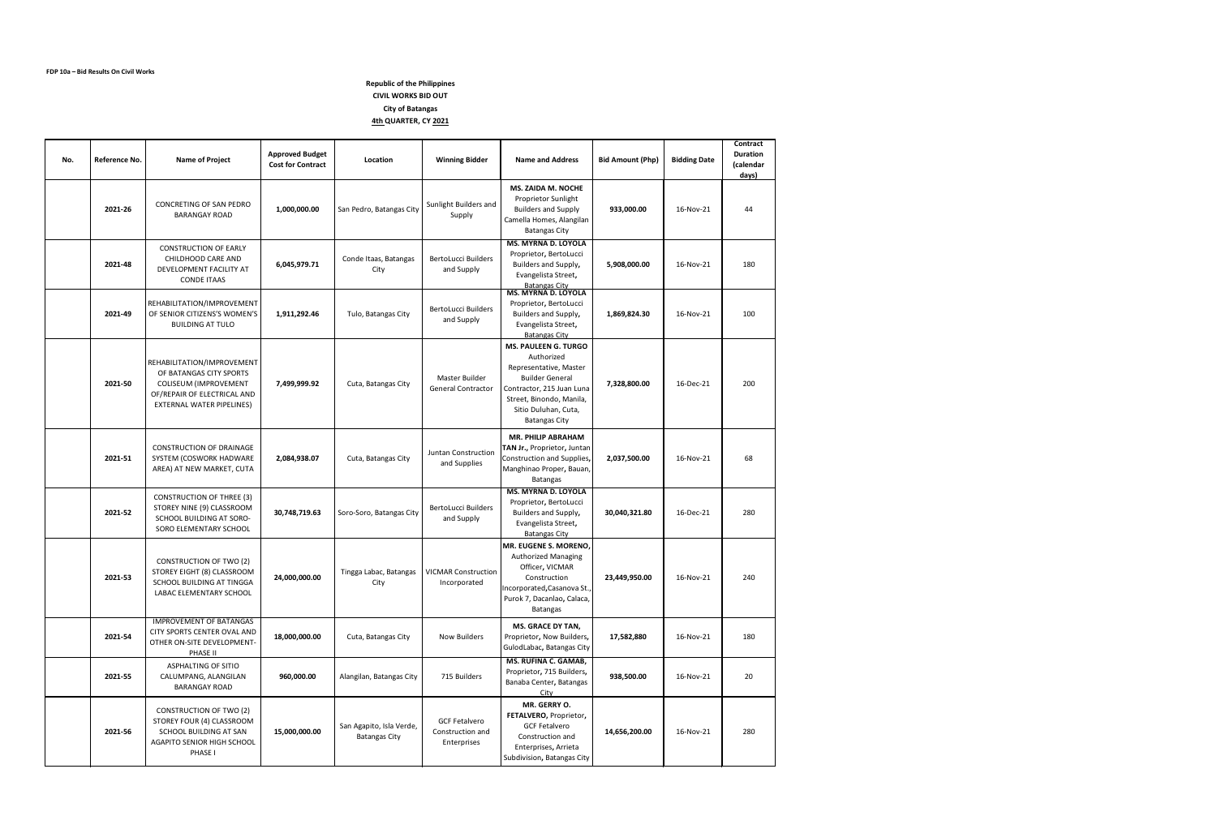**FDP 10a – Bid Results On Civil Works**

**Republic of the Philippines**
**CIVIL WORKS BID OUT**
**City of Batangas**
**4th QUARTER, CY 2021**

| No. | Reference No. | Name of Project | Approved Budget Cost for Contract | Location | Winning Bidder | Name and Address | Bid Amount (Php) | Bidding Date | Contract Duration (calendar days) |
|---|---|---|---|---|---|---|---|---|---|
| | 2021-26 | CONCRETING OF SAN PEDRO BARANGAY ROAD | 1,000,000.00 | San Pedro, Batangas City | Sunlight Builders and Supply | **MS. ZAIDA M. NOCHE** Proprietor Sunlight Builders and Supply Camella Homes, Alangilan Batangas City | 933,000.00 | 16-Nov-21 | 44 |
| | 2021-48 | CONSTRUCTION OF EARLY CHILDHOOD CARE AND DEVELOPMENT FACILITY AT CONDE ITAAS | 6,045,979.71 | Conde Itaas, Batangas City | BertoLucci Builders and Supply | **MS. MYRNA D. LOYOLA** Proprietor, BertoLucci Builders and Supply, Evangelista Street, Batangas City | 5,908,000.00 | 16-Nov-21 | 180 |
| | 2021-49 | REHABILITATION/IMPROVEMENT OF SENIOR CITIZENS'S WOMEN'S BUILDING AT TULO | 1,911,292.46 | Tulo, Batangas City | BertoLucci Builders and Supply | **MS. MYRNA D. LOYOLA** Proprietor, BertoLucci Builders and Supply, Evangelista Street, Batangas City | 1,869,824.30 | 16-Nov-21 | 100 |
| | 2021-50 | REHABILITATION/IMPROVEMENT OF BATANGAS CITY SPORTS COLISEUM (IMPROVEMENT OF/REPAIR OF ELECTRICAL AND EXTERNAL WATER PIPELINES) | 7,499,999.92 | Cuta, Batangas City | Master Builder General Contractor | **MS. PAULEEN G. TURGO** Authorized Representative, Master Builder General Contractor, 215 Juan Luna Street, Binondo, Manila, Sitio Duluhan, Cuta, Batangas City | 7,328,800.00 | 16-Dec-21 | 200 |
| | 2021-51 | CONSTRUCTION OF DRAINAGE SYSTEM (COSWORK HADWARE AREA) AT NEW MARKET, CUTA | 2,084,938.07 | Cuta, Batangas City | Juntan Construction and Supplies | **MR. PHILIP ABRAHAM TAN Jr.,** Proprietor, Juntan Construction and Supplies, Manghinao Proper, Bauan, Batangas | 2,037,500.00 | 16-Nov-21 | 68 |
| | 2021-52 | CONSTRUCTION OF THREE (3) STOREY NINE (9) CLASSROOM SCHOOL BUILDING AT SORO-SORO ELEMENTARY SCHOOL | 30,748,719.63 | Soro-Soro, Batangas City | BertoLucci Builders and Supply | **MS. MYRNA D. LOYOLA** Proprietor, BertoLucci Builders and Supply, Evangelista Street, Batangas City | 30,040,321.80 | 16-Dec-21 | 280 |
| | 2021-53 | CONSTRUCTION OF TWO (2) STOREY EIGHT (8) CLASSROOM SCHOOL BUILDING AT TINGGA LABAC ELEMENTARY SCHOOL | 24,000,000.00 | Tingga Labac, Batangas City | VICMAR Construction Incorporated | **MR. EUGENE S. MORENO,** Authorized Managing Officer, VICMAR Construction Incorporated,Casanova St., Purok 7, Dacanlao, Calaca, Batangas | 23,449,950.00 | 16-Nov-21 | 240 |
| | 2021-54 | IMPROVEMENT OF BATANGAS CITY SPORTS CENTER OVAL AND OTHER ON-SITE DEVELOPMENT-PHASE II | 18,000,000.00 | Cuta, Batangas City | Now Builders | **MS. GRACE DY TAN,** Proprietor, Now Builders, GulodLabac, Batangas City | 17,582,880 | 16-Nov-21 | 180 |
| | 2021-55 | ASPHALTING OF SITIO CALUMPANG, ALANGILAN BARANGAY ROAD | 960,000.00 | Alangilan, Batangas City | 715 Builders | **MS. RUFINA C. GAMAB,** Proprietor, 715 Builders, Banaba Center, Batangas City | 938,500.00 | 16-Nov-21 | 20 |
| | 2021-56 | CONSTRUCTION OF TWO (2) STOREY FOUR (4) CLASSROOM SCHOOL BUILDING AT SAN AGAPITO SENIOR HIGH SCHOOL PHASE I | 15,000,000.00 | San Agapito, Isla Verde, Batangas City | GCF Fetalvero Construction and Enterprises | **MR. GERRY O. FETALVERO,** Proprietor, GCF Fetalvero Construction and Enterprises, Arrieta Subdivision, Batangas City | 14,656,200.00 | 16-Nov-21 | 280 |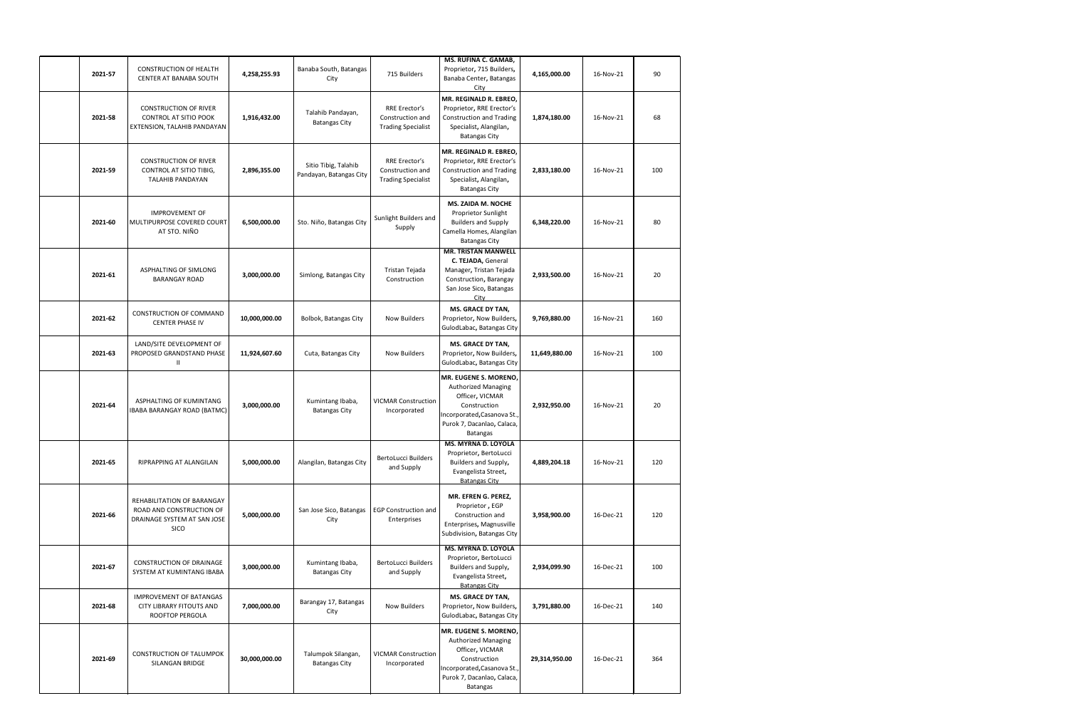| | | | | | | | | | |
|---|---|---|---|---|---|---|---|---|---|
| | 2021-57 | CONSTRUCTION OF HEALTH CENTER AT BANABA SOUTH | 4,258,255.93 | Banaba South, Batangas City | 715 Builders | MS. RUFINA C. GAMAB, Proprietor, 715 Builders, Banaba Center, Batangas City | 4,165,000.00 | 16-Nov-21 | 90 |
| | 2021-58 | CONSTRUCTION OF RIVER CONTROL AT SITIO POOK EXTENSION, TALAHIB PANDAYAN | 1,916,432.00 | Talahib Pandayan, Batangas City | RRE Erector's Construction and Trading Specialist | MR. REGINALD R. EBREO, Proprietor, RRE Erector's Construction and Trading Specialist, Alangilan, Batangas City | 1,874,180.00 | 16-Nov-21 | 68 |
| | 2021-59 | CONSTRUCTION OF RIVER CONTROL AT SITIO TIBIG, TALAHIB PANDAYAN | 2,896,355.00 | Sitio Tibig, Talahib Pandayan, Batangas City | RRE Erector's Construction and Trading Specialist | MR. REGINALD R. EBREO, Proprietor, RRE Erector's Construction and Trading Specialist, Alangilan, Batangas City | 2,833,180.00 | 16-Nov-21 | 100 |
| | 2021-60 | IMPROVEMENT OF MULTIPURPOSE COVERED COURT AT STO. NIÑO | 6,500,000.00 | Sto. Niño, Batangas City | Sunlight Builders and Supply | MS. ZAIDA M. NOCHE Proprietor Sunlight Builders and Supply Camella Homes, Alangilan Batangas City | 6,348,220.00 | 16-Nov-21 | 80 |
| | 2021-61 | ASPHALTING OF SIMLONG BARANGAY ROAD | 3,000,000.00 | Simlong, Batangas City | Tristan Tejada Construction | MR. TRISTAN MANWELL C. TEJADA, General Manager, Tristan Tejada Construction, Barangay San Jose Sico, Batangas City | 2,933,500.00 | 16-Nov-21 | 20 |
| | 2021-62 | CONSTRUCTION OF COMMAND CENTER PHASE IV | 10,000,000.00 | Bolbok, Batangas City | Now Builders | MS. GRACE DY TAN, Proprietor, Now Builders, GulodLabac, Batangas City | 9,769,880.00 | 16-Nov-21 | 160 |
| | 2021-63 | LAND/SITE DEVELOPMENT OF PROPOSED GRANDSTAND PHASE II | 11,924,607.60 | Cuta, Batangas City | Now Builders | MS. GRACE DY TAN, Proprietor, Now Builders, GulodLabac, Batangas City | 11,649,880.00 | 16-Nov-21 | 100 |
| | 2021-64 | ASPHALTING OF KUMINTANG IBABA BARANGAY ROAD (BATMC) | 3,000,000.00 | Kumintang Ibaba, Batangas City | VICMAR Construction Incorporated | MR. EUGENE S. MORENO, Authorized Managing Officer, VICMAR Construction Incorporated,Casanova St., Purok 7, Dacanlao, Calaca, Batangas | 2,932,950.00 | 16-Nov-21 | 20 |
| | 2021-65 | RIPRAPPING AT ALANGILAN | 5,000,000.00 | Alangilan, Batangas City | BertoLucci Builders and Supply | MS. MYRNA D. LOYOLA Proprietor, BertoLucci Builders and Supply, Evangelista Street, Batangas City | 4,889,204.18 | 16-Nov-21 | 120 |
| | 2021-66 | REHABILITATION OF BARANGAY ROAD AND CONSTRUCTION OF DRAINAGE SYSTEM AT SAN JOSE SICO | 5,000,000.00 | San Jose Sico, Batangas City | EGP Construction and Enterprises | MR. EFREN G. PEREZ, Proprietor , EGP Construction and Enterprises, Magnusville Subdivision, Batangas City | 3,958,900.00 | 16-Dec-21 | 120 |
| | 2021-67 | CONSTRUCTION OF DRAINAGE SYSTEM AT KUMINTANG IBABA | 3,000,000.00 | Kumintang Ibaba, Batangas City | BertoLucci Builders and Supply | MS. MYRNA D. LOYOLA Proprietor, BertoLucci Builders and Supply, Evangelista Street, Batangas City | 2,934,099.90 | 16-Dec-21 | 100 |
| | 2021-68 | IMPROVEMENT OF BATANGAS CITY LIBRARY FITOUTS AND ROOFTOP PERGOLA | 7,000,000.00 | Barangay 17, Batangas City | Now Builders | MS. GRACE DY TAN, Proprietor, Now Builders, GulodLabac, Batangas City | 3,791,880.00 | 16-Dec-21 | 140 |
| | 2021-69 | CONSTRUCTION OF TALUMPOK SILANGAN BRIDGE | 30,000,000.00 | Talumpok Silangan, Batangas City | VICMAR Construction Incorporated | MR. EUGENE S. MORENO, Authorized Managing Officer, VICMAR Construction Incorporated,Casanova St., Purok 7, Dacanlao, Calaca, Batangas | 29,314,950.00 | 16-Dec-21 | 364 |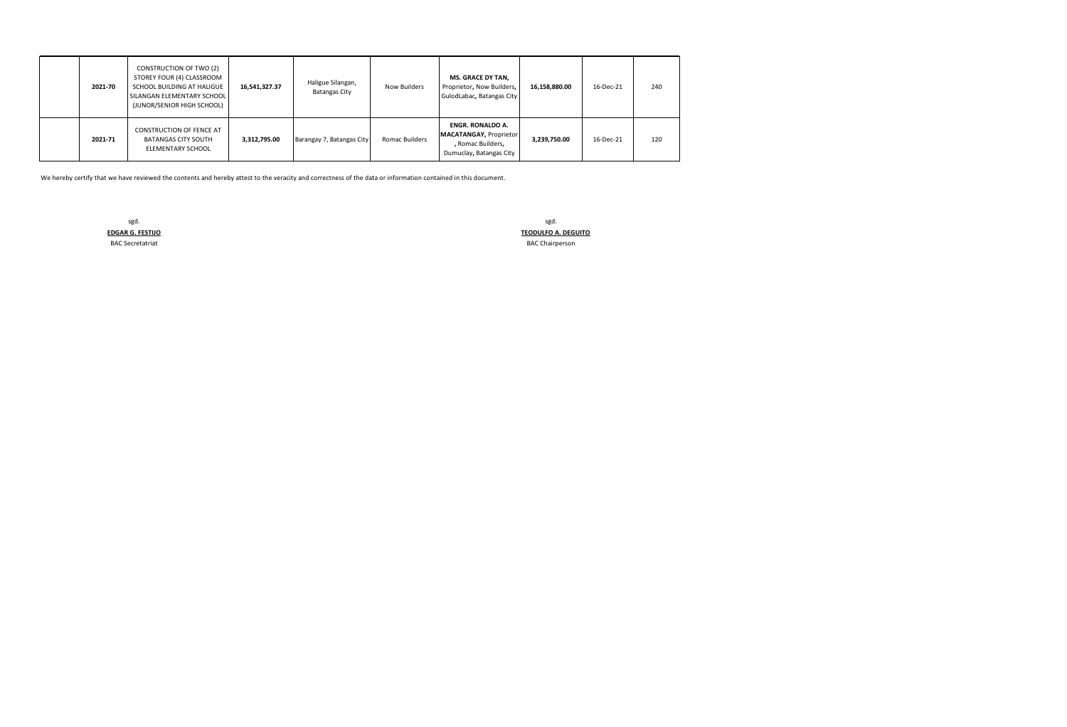| | | | | | | | | |
|---|---|---|---|---|---|---|---|---|
| | **2021-70** | CONSTRUCTION OF TWO (2) STOREY FOUR (4) CLASSROOM SCHOOL BUILDING AT HALIGUE SILANGAN ELEMENTARY SCHOOL (JUNOR/SENIOR HIGH SCHOOL) | **16,541,327.37** | Haligue Silangan, Batangas City | Now Builders | **MS. GRACE DY TAN,** Proprietor, Now Builders, GulodLabac, Batangas City | **16,158,880.00** | 16-Dec-21 | 240 |
| | **2021-71** | CONSTRUCTION OF FENCE AT BATANGAS CITY SOUTH ELEMENTARY SCHOOL | **3,312,795.00** | Barangay 7, Batangas City | Romac Builders | **ENGR. RONALDO A. MACATANGAY,** Proprietor, Romac Builders, Dumuclay, Batangas City | **3,239,750.00** | 16-Dec-21 | 120 |

We hereby certify that we have reviewed the contents and hereby attest to the veracity and correctness of the data or information contained in this document.

sgd.
**EDGAR G. FESTIJO**
BAC Secretatriat

sgd.
**TEODULFO A. DEGUITO**
BAC Chairperson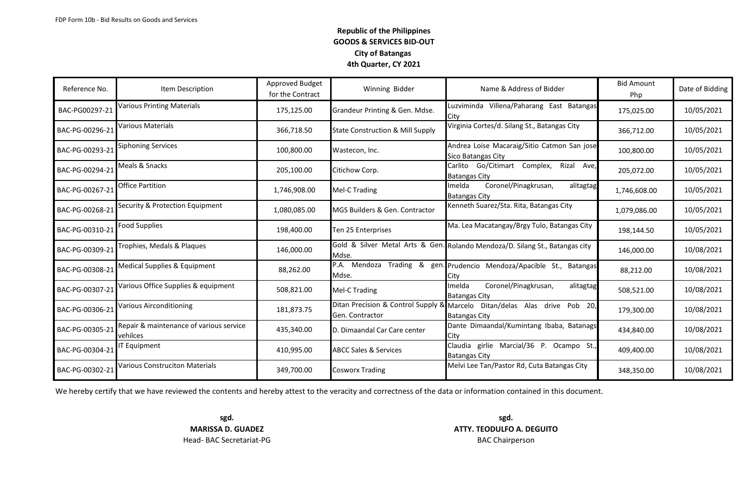FDP Form 10b - Bid Results on Goods and Services

**Republic of the Philippines**
**GOODS & SERVICES BID-OUT**
**City of Batangas**
**4th Quarter, CY 2021**

| Reference No. | Item Description | Approved Budget for the Contract | Winning Bidder | Name & Address of Bidder | Bid Amount Php | Date of Bidding |
|---|---|---|---|---|---|---|
| BAC-PG00297-21 | Various Printing Materials | 175,125.00 | Grandeur Printing & Gen. Mdse. | Luzviminda Villena/Paharang East Batangas City | 175,025.00 | 10/05/2021 |
| BAC-PG-00296-21 | Various Materials | 366,718.50 | State Construction & Mill Supply | Virginia Cortes/d. Silang St., Batangas City | 366,712.00 | 10/05/2021 |
| BAC-PG-00293-21 | Siphoning Services | 100,800.00 | Wastecon, Inc. | Andrea Loise Macaraig/Sitio Catmon San jose Sico Batangas City | 100,800.00 | 10/05/2021 |
| BAC-PG-00294-21 | Meals & Snacks | 205,100.00 | Citichow Corp. | Carlito Go/Citimart Complex, Rizal Ave, Batangas City | 205,072.00 | 10/05/2021 |
| BAC-PG-00267-21 | Office Partition | 1,746,908.00 | Mel-C Trading | Imelda Coronel/Pinagkrusan, alitagtag Batangas City | 1,746,608.00 | 10/05/2021 |
| BAC-PG-00268-21 | Security & Protection Equipment | 1,080,085.00 | MGS Builders & Gen. Contractor | Kenneth Suarez/Sta. Rita, Batangas City | 1,079,086.00 | 10/05/2021 |
| BAC-PG-00310-21 | Food Supplies | 198,400.00 | Ten 25 Enterprises | Ma. Lea Macatangay/Brgy Tulo, Batangas City | 198,144.50 | 10/05/2021 |
| BAC-PG-00309-21 | Trophies, Medals & Plaques | 146,000.00 | Gold & Silver Metal Arts & Gen. Mdse. | Rolando Mendoza/D. Silang St., Batangas city | 146,000.00 | 10/08/2021 |
| BAC-PG-00308-21 | Medical Supplies & Equipment | 88,262.00 | P.A. Mendoza Trading & gen. Mdse. | Prudencio Mendoza/Apacible St., Batangas City | 88,212.00 | 10/08/2021 |
| BAC-PG-00307-21 | Various Office Supplies & equipment | 508,821.00 | Mel-C Trading | Imelda Coronel/Pinagkrusan, alitagtag Batangas City | 508,521.00 | 10/08/2021 |
| BAC-PG-00306-21 | Various Airconditioning | 181,873.75 | Ditan Precision & Control Supply & Gen. Contractor | Marcelo Ditan/delas Alas drive Pob 20, Batangas City | 179,300.00 | 10/08/2021 |
| BAC-PG-00305-21 | Repair & maintenance of various service vehilces | 435,340.00 | D. Dimaandal Car Care center | Dante Dimaandal/Kumintang Ibaba, Batanags City | 434,840.00 | 10/08/2021 |
| BAC-PG-00304-21 | IT Equipment | 410,995.00 | ABCC Sales & Services | Claudia girlie Marcial/36 P. Ocampo St., Batangas City | 409,400.00 | 10/08/2021 |
| BAC-PG-00302-21 | Various Construciton Materials | 349,700.00 | Cosworx Trading | Melvi Lee Tan/Pastor Rd, Cuta Batangas City | 348,350.00 | 10/08/2021 |

We hereby certify that we have reviewed the contents and hereby attest to the veracity and correctness of the data or information contained in this document.

**sgd.**
**MARISSA D. GUADEZ**
Head- BAC Secretariat-PG

**sgd.**
**ATTY. TEODULFO A. DEGUITO**
BAC Chairperson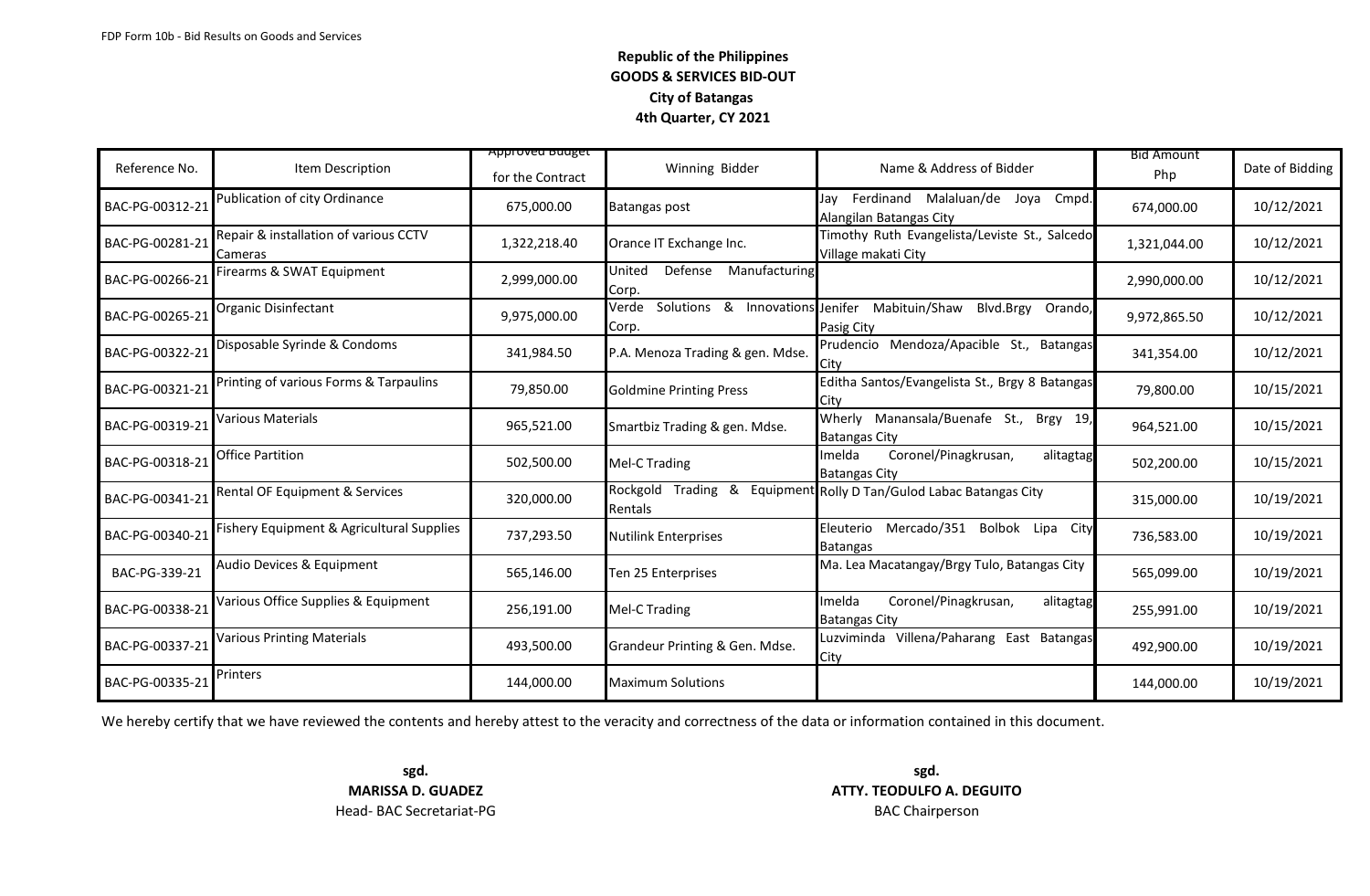FDP Form 10b - Bid Results on Goods and Services

**Republic of the Philippines**
**GOODS & SERVICES BID-OUT**
**City of Batangas**
**4th Quarter, CY 2021**

| Reference No. | Item Description | Approved Budget for the Contract | Winning Bidder | Name & Address of Bidder | Bid Amount Php | Date of Bidding |
|---|---|---|---|---|---|---|
| BAC-PG-00312-21 | Publication of city Ordinance | 675,000.00 | Batangas post | Jay Ferdinand Malaluan/de Joya Cmpd. Alangilan Batangas City | 674,000.00 | 10/12/2021 |
| BAC-PG-00281-21 | Repair & installation of various CCTV Cameras | 1,322,218.40 | Orance IT Exchange Inc. | Timothy Ruth Evangelista/Leviste St., Salcedo Village makati City | 1,321,044.00 | 10/12/2021 |
| BAC-PG-00266-21 | Firearms & SWAT Equipment | 2,999,000.00 | United Defense Manufacturing Corp. | | 2,990,000.00 | 10/12/2021 |
| BAC-PG-00265-21 | Organic Disinfectant | 9,975,000.00 | Verde Solutions & Innovations Corp. | Jenifer Mabituin/Shaw Blvd.Brgy Orando, Pasig City | 9,972,865.50 | 10/12/2021 |
| BAC-PG-00322-21 | Disposable Syrinde & Condoms | 341,984.50 | P.A. Menoza Trading & gen. Mdse. | Prudencio Mendoza/Apacible St., Batangas City | 341,354.00 | 10/12/2021 |
| BAC-PG-00321-21 | Printing of various Forms & Tarpaulins | 79,850.00 | Goldmine Printing Press | Editha Santos/Evangelista St., Brgy 8 Batangas City | 79,800.00 | 10/15/2021 |
| BAC-PG-00319-21 | Various Materials | 965,521.00 | Smartbiz Trading & gen. Mdse. | Wherly Manansala/Buenafe St., Brgy 19, Batangas City | 964,521.00 | 10/15/2021 |
| BAC-PG-00318-21 | Office Partition | 502,500.00 | Mel-C Trading | Imelda Coronel/Pinagkrusan, alitagtag Batangas City | 502,200.00 | 10/15/2021 |
| BAC-PG-00341-21 | Rental OF Equipment & Services | 320,000.00 | Rockgold Trading & Equipment Rentals | Rolly D Tan/Gulod Labac Batangas City | 315,000.00 | 10/19/2021 |
| BAC-PG-00340-21 | Fishery Equipment & Agricultural Supplies | 737,293.50 | Nutilink Enterprises | Eleuterio Mercado/351 Bolbok Lipa City Batangas | 736,583.00 | 10/19/2021 |
| BAC-PG-339-21 | Audio Devices & Equipment | 565,146.00 | Ten 25 Enterprises | Ma. Lea Macatangay/Brgy Tulo, Batangas City | 565,099.00 | 10/19/2021 |
| BAC-PG-00338-21 | Various Office Supplies & Equipment | 256,191.00 | Mel-C Trading | Imelda Coronel/Pinagkrusan, alitagtag Batangas City | 255,991.00 | 10/19/2021 |
| BAC-PG-00337-21 | Various Printing Materials | 493,500.00 | Grandeur Printing & Gen. Mdse. | Luzviminda Villena/Paharang East Batangas City | 492,900.00 | 10/19/2021 |
| BAC-PG-00335-21 | Printers | 144,000.00 | Maximum Solutions | | 144,000.00 | 10/19/2021 |

We hereby certify that we have reviewed the contents and hereby attest to the veracity and correctness of the data or information contained in this document.

**sgd.**
**MARISSA D. GUADEZ**
Head- BAC Secretariat-PG

**sgd.**
**ATTY. TEODULFO A. DEGUITO**
BAC Chairperson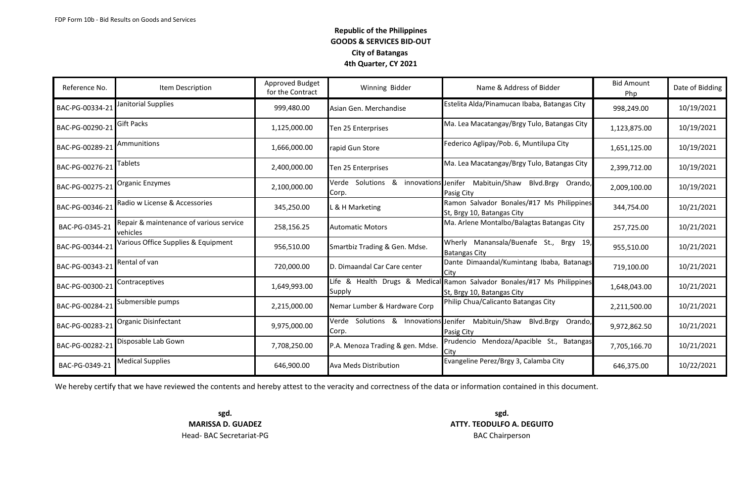FDP Form 10b - Bid Results on Goods and Services

**Republic of the Philippines**
**GOODS & SERVICES BID-OUT**
**City of Batangas**
**4th Quarter, CY 2021**

| Reference No. | Item Description | Approved Budget for the Contract | Winning Bidder | Name & Address of Bidder | Bid Amount Php | Date of Bidding |
|---|---|---|---|---|---|---|
| BAC-PG-00334-21 | Janitorial Supplies | 999,480.00 | Asian Gen. Merchandise | Estelita Alda/Pinamucan Ibaba, Batangas City | 998,249.00 | 10/19/2021 |
| BAC-PG-00290-21 | Gift Packs | 1,125,000.00 | Ten 25 Enterprises | Ma. Lea Macatangay/Brgy Tulo, Batangas City | 1,123,875.00 | 10/19/2021 |
| BAC-PG-00289-21 | Ammunitions | 1,666,000.00 | rapid Gun Store | Federico Aglipay/Pob. 6, Muntilupa City | 1,651,125.00 | 10/19/2021 |
| BAC-PG-00276-21 | Tablets | 2,400,000.00 | Ten 25 Enterprises | Ma. Lea Macatangay/Brgy Tulo, Batangas City | 2,399,712.00 | 10/19/2021 |
| BAC-PG-00275-21 | Organic Enzymes | 2,100,000.00 | Verde Solutions & innovations Corp. | Jenifer Mabituin/Shaw Blvd.Brgy Orando, Pasig City | 2,009,100.00 | 10/19/2021 |
| BAC-PG-00346-21 | Radio w License & Accessories | 345,250.00 | L & H Marketing | Ramon Salvador Bonales/#17 Ms Philippines St, Brgy 10, Batangas City | 344,754.00 | 10/21/2021 |
| BAC-PG-0345-21 | Repair & maintenance of various service vehicles | 258,156.25 | Automatic Motors | Ma. Arlene Montalbo/Balagtas Batangas City | 257,725.00 | 10/21/2021 |
| BAC-PG-00344-21 | Various Office Supplies & Equipment | 956,510.00 | Smartbiz Trading & Gen. Mdse. | Wherly Manansala/Buenafe St., Brgy 19, Batangas City | 955,510.00 | 10/21/2021 |
| BAC-PG-00343-21 | Rental of van | 720,000.00 | D. Dimaandal Car Care center | Dante Dimaandal/Kumintang Ibaba, Batanags City | 719,100.00 | 10/21/2021 |
| BAC-PG-00300-21 | Contraceptives | 1,649,993.00 | Life & Health Drugs & Medical Supply | Ramon Salvador Bonales/#17 Ms Philippines St, Brgy 10, Batangas City | 1,648,043.00 | 10/21/2021 |
| BAC-PG-00284-21 | Submersible pumps | 2,215,000.00 | Nemar Lumber & Hardware Corp | Philip Chua/Calicanto Batangas City | 2,211,500.00 | 10/21/2021 |
| BAC-PG-00283-21 | Organic Disinfectant | 9,975,000.00 | Verde Solutions & Innovations Corp. | Jenifer Mabituin/Shaw Blvd.Brgy Orando, Pasig City | 9,972,862.50 | 10/21/2021 |
| BAC-PG-00282-21 | Disposable Lab Gown | 7,708,250.00 | P.A. Menoza Trading & gen. Mdse. | Prudencio Mendoza/Apacible St., Batangas City | 7,705,166.70 | 10/21/2021 |
| BAC-PG-0349-21 | Medical Supplies | 646,900.00 | Ava Meds Distribution | Evangeline Perez/Brgy 3, Calamba City | 646,375.00 | 10/22/2021 |

We hereby certify that we have reviewed the contents and hereby attest to the veracity and correctness of the data or information contained in this document.

**sgd.**
**MARISSA D. GUADEZ**
Head- BAC Secretariat-PG

**sgd.**
**ATTY. TEODULFO A. DEGUITO**
BAC Chairperson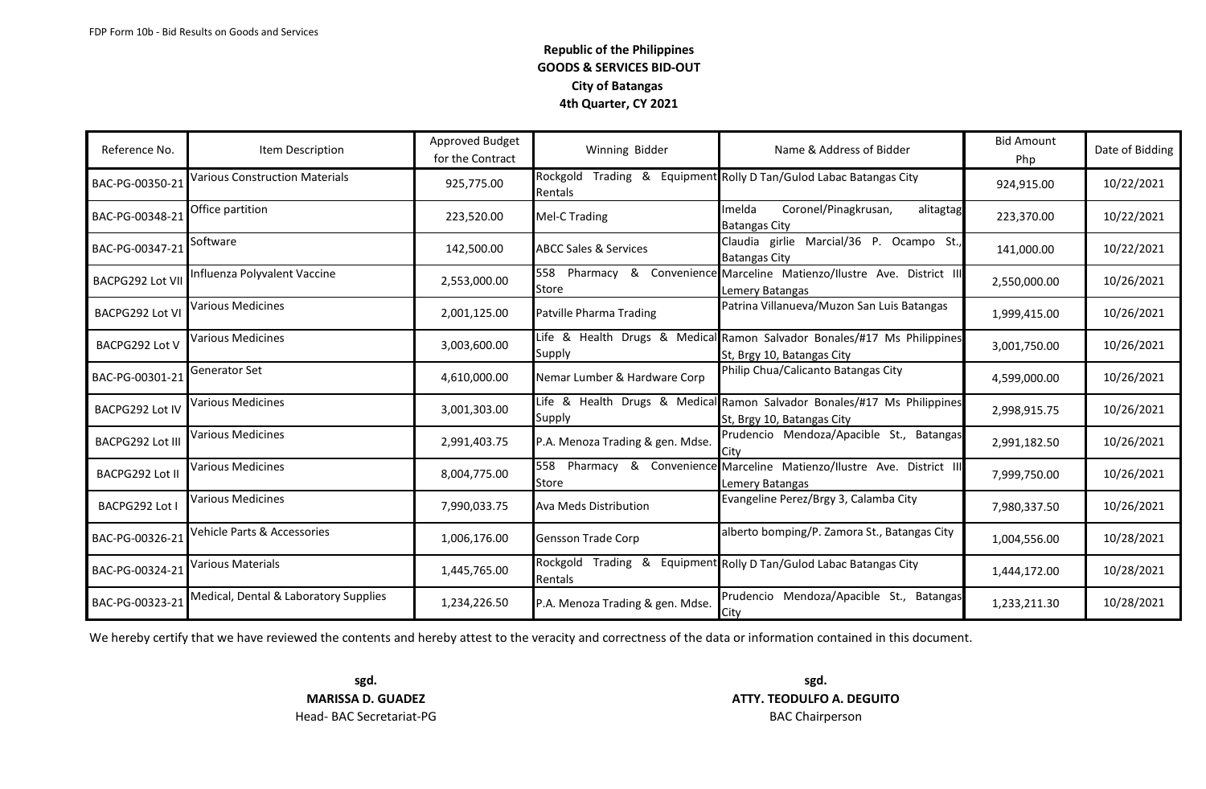FDP Form 10b - Bid Results on Goods and Services

**Republic of the Philippines**
**GOODS & SERVICES BID-OUT**
**City of Batangas**
**4th Quarter, CY 2021**

| Reference No. | Item Description | Approved Budget for the Contract | Winning Bidder | Name & Address of Bidder | Bid Amount Php | Date of Bidding |
|---|---|---|---|---|---|---|
| BAC-PG-00350-21 | Various Construction Materials | 925,775.00 | Rockgold Trading & Equipment Rentals | Rolly D Tan/Gulod Labac Batangas City | 924,915.00 | 10/22/2021 |
| BAC-PG-00348-21 | Office partition | 223,520.00 | Mel-C Trading | Imelda Coronel/Pinagkrusan, alitagtag Batangas City | 223,370.00 | 10/22/2021 |
| BAC-PG-00347-21 | Software | 142,500.00 | ABCC Sales & Services | Claudia girlie Marcial/36 P. Ocampo St., Batangas City | 141,000.00 | 10/22/2021 |
| BACPG292 Lot VII | Influenza Polyvalent Vaccine | 2,553,000.00 | 558 Pharmacy & Convenience Store | Marceline Matienzo/Ilustre Ave. District III Lemery Batangas | 2,550,000.00 | 10/26/2021 |
| BACPG292 Lot VI | Various Medicines | 2,001,125.00 | Patville Pharma Trading | Patrina Villanueva/Muzon San Luis Batangas | 1,999,415.00 | 10/26/2021 |
| BACPG292 Lot V | Various Medicines | 3,003,600.00 | Life & Health Drugs & Medical Supply | Ramon Salvador Bonales/#17 Ms Philippines St, Brgy 10, Batangas City | 3,001,750.00 | 10/26/2021 |
| BAC-PG-00301-21 | Generator Set | 4,610,000.00 | Nemar Lumber & Hardware Corp | Philip Chua/Calicanto Batangas City | 4,599,000.00 | 10/26/2021 |
| BACPG292 Lot IV | Various Medicines | 3,001,303.00 | Life & Health Drugs & Medical Supply | Ramon Salvador Bonales/#17 Ms Philippines St, Brgy 10, Batangas City | 2,998,915.75 | 10/26/2021 |
| BACPG292 Lot III | Various Medicines | 2,991,403.75 | P.A. Menoza Trading & gen. Mdse. | Prudencio Mendoza/Apacible St., Batangas City | 2,991,182.50 | 10/26/2021 |
| BACPG292 Lot II | Various Medicines | 8,004,775.00 | 558 Pharmacy & Convenience Store | Marceline Matienzo/Ilustre Ave. District III Lemery Batangas | 7,999,750.00 | 10/26/2021 |
| BACPG292 Lot I | Various Medicines | 7,990,033.75 | Ava Meds Distribution | Evangeline Perez/Brgy 3, Calamba City | 7,980,337.50 | 10/26/2021 |
| BAC-PG-00326-21 | Vehicle Parts & Accessories | 1,006,176.00 | Gensson Trade Corp | alberto bomping/P. Zamora St., Batangas City | 1,004,556.00 | 10/28/2021 |
| BAC-PG-00324-21 | Various Materials | 1,445,765.00 | Rockgold Trading & Equipment Rentals | Rolly D Tan/Gulod Labac Batangas City | 1,444,172.00 | 10/28/2021 |
| BAC-PG-00323-21 | Medical, Dental & Laboratory Supplies | 1,234,226.50 | P.A. Menoza Trading & gen. Mdse. | Prudencio Mendoza/Apacible St., Batangas City | 1,233,211.30 | 10/28/2021 |

We hereby certify that we have reviewed the contents and hereby attest to the veracity and correctness of the data or information contained in this document.

**sgd.**
**MARISSA D. GUADEZ**
Head- BAC Secretariat-PG

**sgd.**
**ATTY. TEODULFO A. DEGUITO**
BAC Chairperson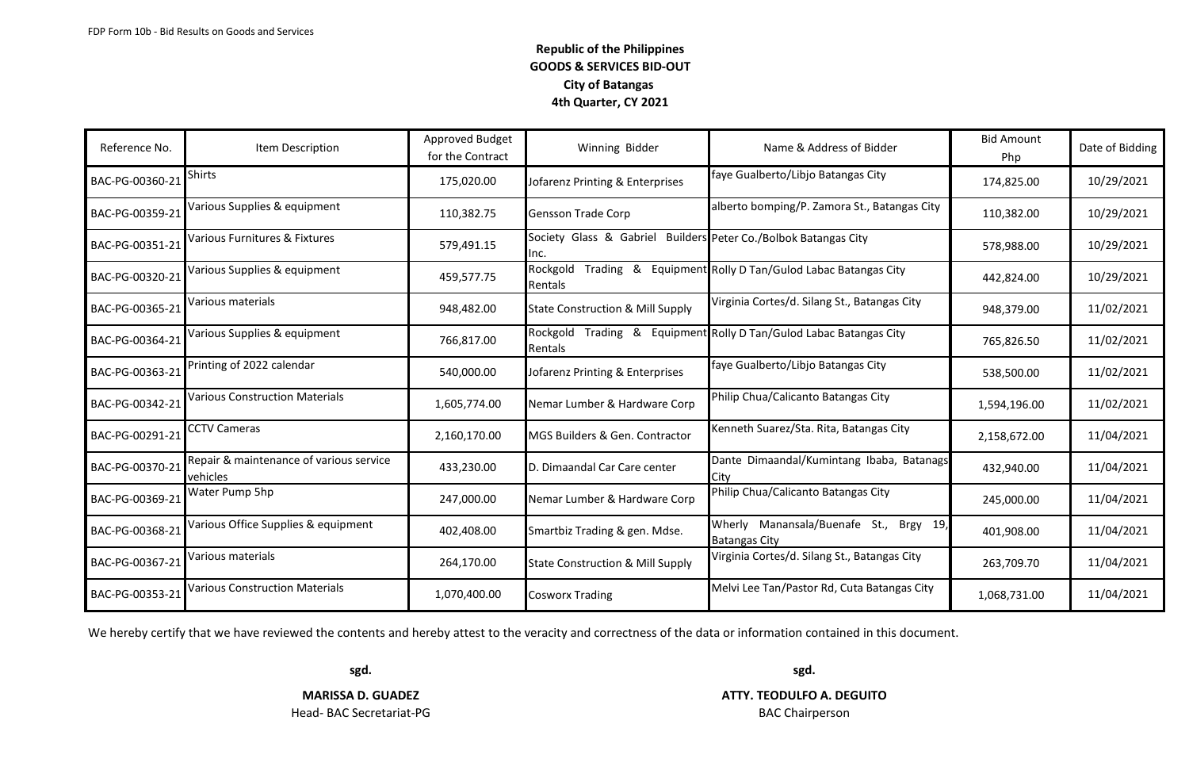FDP Form 10b - Bid Results on Goods and Services

**Republic of the Philippines**
**GOODS & SERVICES BID-OUT**
**City of Batangas**
**4th Quarter, CY 2021**

| Reference No. | Item Description | Approved Budget for the Contract | Winning Bidder | Name & Address of Bidder | Bid Amount Php | Date of Bidding |
|---|---|---|---|---|---|---|
| BAC-PG-00360-21 | Shirts | 175,020.00 | Jofarenz Printing & Enterprises | faye Gualberto/Libjo Batangas City | 174,825.00 | 10/29/2021 |
| BAC-PG-00359-21 | Various Supplies & equipment | 110,382.75 | Gensson Trade Corp | alberto bomping/P. Zamora St., Batangas City | 110,382.00 | 10/29/2021 |
| BAC-PG-00351-21 | Various Furnitures & Fixtures | 579,491.15 | Society Glass & Gabriel Builders Inc. | Peter Co./Bolbok Batangas City | 578,988.00 | 10/29/2021 |
| BAC-PG-00320-21 | Various Supplies & equipment | 459,577.75 | Rockgold Trading & Equipment Rentals | Rolly D Tan/Gulod Labac Batangas City | 442,824.00 | 10/29/2021 |
| BAC-PG-00365-21 | Various materials | 948,482.00 | State Construction & Mill Supply | Virginia Cortes/d. Silang St., Batangas City | 948,379.00 | 11/02/2021 |
| BAC-PG-00364-21 | Various Supplies & equipment | 766,817.00 | Rockgold Trading & Equipment Rentals | Rolly D Tan/Gulod Labac Batangas City | 765,826.50 | 11/02/2021 |
| BAC-PG-00363-21 | Printing of 2022 calendar | 540,000.00 | Jofarenz Printing & Enterprises | faye Gualberto/Libjo Batangas City | 538,500.00 | 11/02/2021 |
| BAC-PG-00342-21 | Various Construction Materials | 1,605,774.00 | Nemar Lumber & Hardware Corp | Philip Chua/Calicanto Batangas City | 1,594,196.00 | 11/02/2021 |
| BAC-PG-00291-21 | CCTV Cameras | 2,160,170.00 | MGS Builders & Gen. Contractor | Kenneth Suarez/Sta. Rita, Batangas City | 2,158,672.00 | 11/04/2021 |
| BAC-PG-00370-21 | Repair & maintenance of various service vehicles | 433,230.00 | D. Dimaandal Car Care center | Dante Dimaandal/Kumintang Ibaba, Batanags City | 432,940.00 | 11/04/2021 |
| BAC-PG-00369-21 | Water Pump 5hp | 247,000.00 | Nemar Lumber & Hardware Corp | Philip Chua/Calicanto Batangas City | 245,000.00 | 11/04/2021 |
| BAC-PG-00368-21 | Various Office Supplies & equipment | 402,408.00 | Smartbiz Trading & gen. Mdse. | Wherly Manansala/Buenafe St., Brgy 19, Batangas City | 401,908.00 | 11/04/2021 |
| BAC-PG-00367-21 | Various materials | 264,170.00 | State Construction & Mill Supply | Virginia Cortes/d. Silang St., Batangas City | 263,709.70 | 11/04/2021 |
| BAC-PG-00353-21 | Various Construction Materials | 1,070,400.00 | Cosworx Trading | Melvi Lee Tan/Pastor Rd, Cuta Batangas City | 1,068,731.00 | 11/04/2021 |

We hereby certify that we have reviewed the contents and hereby attest to the veracity and correctness of the data or information contained in this document.

**sgd.**

**MARISSA D. GUADEZ**
Head- BAC Secretariat-PG

**sgd.**

**ATTY. TEODULFO A. DEGUITO**
BAC Chairperson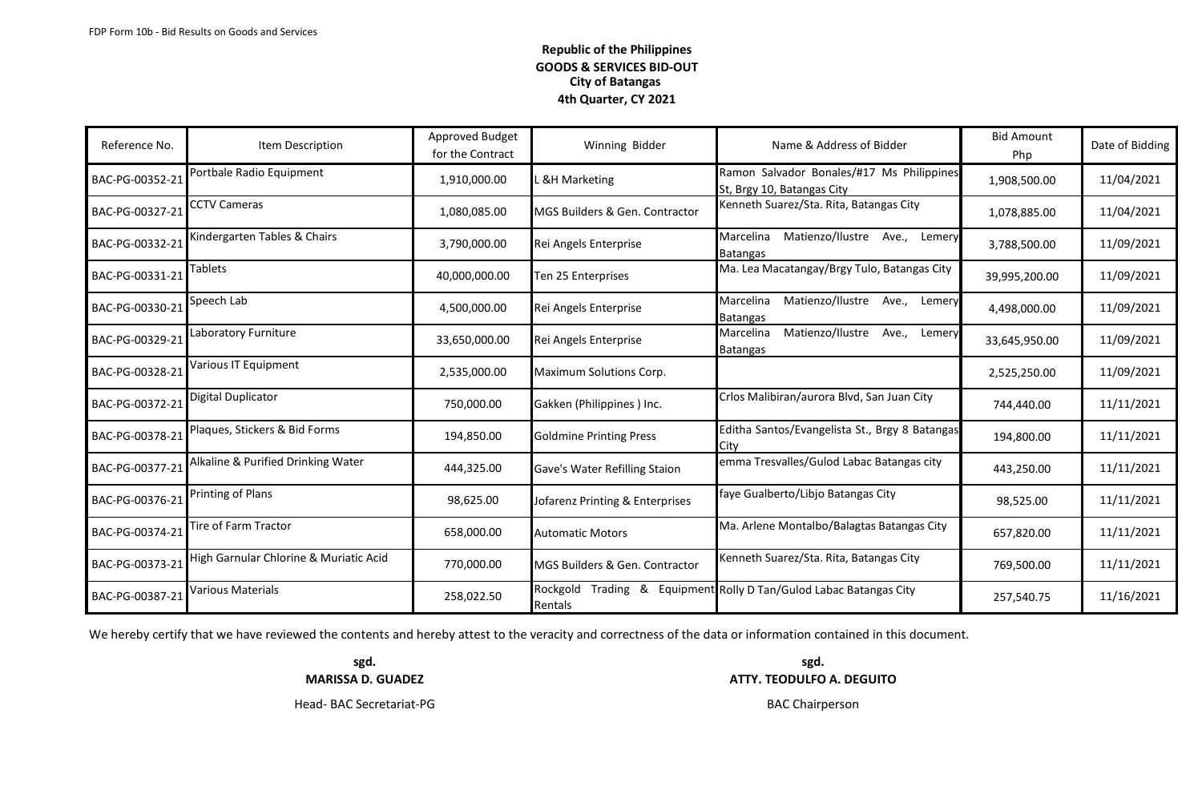FDP Form 10b - Bid Results on Goods and Services

**Republic of the Philippines**
**GOODS & SERVICES BID-OUT**
**City of Batangas**
**4th Quarter, CY 2021**

| Reference No. | Item Description | Approved Budget for the Contract | Winning Bidder | Name & Address of Bidder | Bid Amount Php | Date of Bidding |
|---|---|---|---|---|---|---|
| BAC-PG-00352-21 | Portbale Radio Equipment | 1,910,000.00 | L &H Marketing | Ramon Salvador Bonales/#17 Ms Philippines St, Brgy 10, Batangas City | 1,908,500.00 | 11/04/2021 |
| BAC-PG-00327-21 | CCTV Cameras | 1,080,085.00 | MGS Builders & Gen. Contractor | Kenneth Suarez/Sta. Rita, Batangas City | 1,078,885.00 | 11/04/2021 |
| BAC-PG-00332-21 | Kindergarten Tables & Chairs | 3,790,000.00 | Rei Angels Enterprise | Marcelina Matienzo/Ilustre Ave., Lemery Batangas | 3,788,500.00 | 11/09/2021 |
| BAC-PG-00331-21 | Tablets | 40,000,000.00 | Ten 25 Enterprises | Ma. Lea Macatangay/Brgy Tulo, Batangas City | 39,995,200.00 | 11/09/2021 |
| BAC-PG-00330-21 | Speech Lab | 4,500,000.00 | Rei Angels Enterprise | Marcelina Matienzo/Ilustre Ave., Lemery Batangas | 4,498,000.00 | 11/09/2021 |
| BAC-PG-00329-21 | Laboratory Furniture | 33,650,000.00 | Rei Angels Enterprise | Marcelina Matienzo/Ilustre Ave., Lemery Batangas | 33,645,950.00 | 11/09/2021 |
| BAC-PG-00328-21 | Various IT Equipment | 2,535,000.00 | Maximum Solutions Corp. | | 2,525,250.00 | 11/09/2021 |
| BAC-PG-00372-21 | Digital Duplicator | 750,000.00 | Gakken (Philippines ) Inc. | Crlos Malibiran/aurora Blvd, San Juan City | 744,440.00 | 11/11/2021 |
| BAC-PG-00378-21 | Plaques, Stickers & Bid Forms | 194,850.00 | Goldmine Printing Press | Editha Santos/Evangelista St., Brgy 8 Batangas City | 194,800.00 | 11/11/2021 |
| BAC-PG-00377-21 | Alkaline & Purified Drinking Water | 444,325.00 | Gave's Water Refilling Staion | emma Tresvalles/Gulod Labac Batangas city | 443,250.00 | 11/11/2021 |
| BAC-PG-00376-21 | Printing of Plans | 98,625.00 | Jofarenz Printing & Enterprises | faye Gualberto/Libjo Batangas City | 98,525.00 | 11/11/2021 |
| BAC-PG-00374-21 | Tire of Farm Tractor | 658,000.00 | Automatic Motors | Ma. Arlene Montalbo/Balagtas Batangas City | 657,820.00 | 11/11/2021 |
| BAC-PG-00373-21 | High Garnular Chlorine & Muriatic Acid | 770,000.00 | MGS Builders & Gen. Contractor | Kenneth Suarez/Sta. Rita, Batangas City | 769,500.00 | 11/11/2021 |
| BAC-PG-00387-21 | Various Materials | 258,022.50 | Rockgold Trading & Equipment Rentals | Rolly D Tan/Gulod Labac Batangas City | 257,540.75 | 11/16/2021 |

We hereby certify that we have reviewed the contents and hereby attest to the veracity and correctness of the data or information contained in this document.

**sgd.**
**MARISSA D. GUADEZ**
Head- BAC Secretariat-PG

**sgd.**
**ATTY. TEODULFO A. DEGUITO**
BAC Chairperson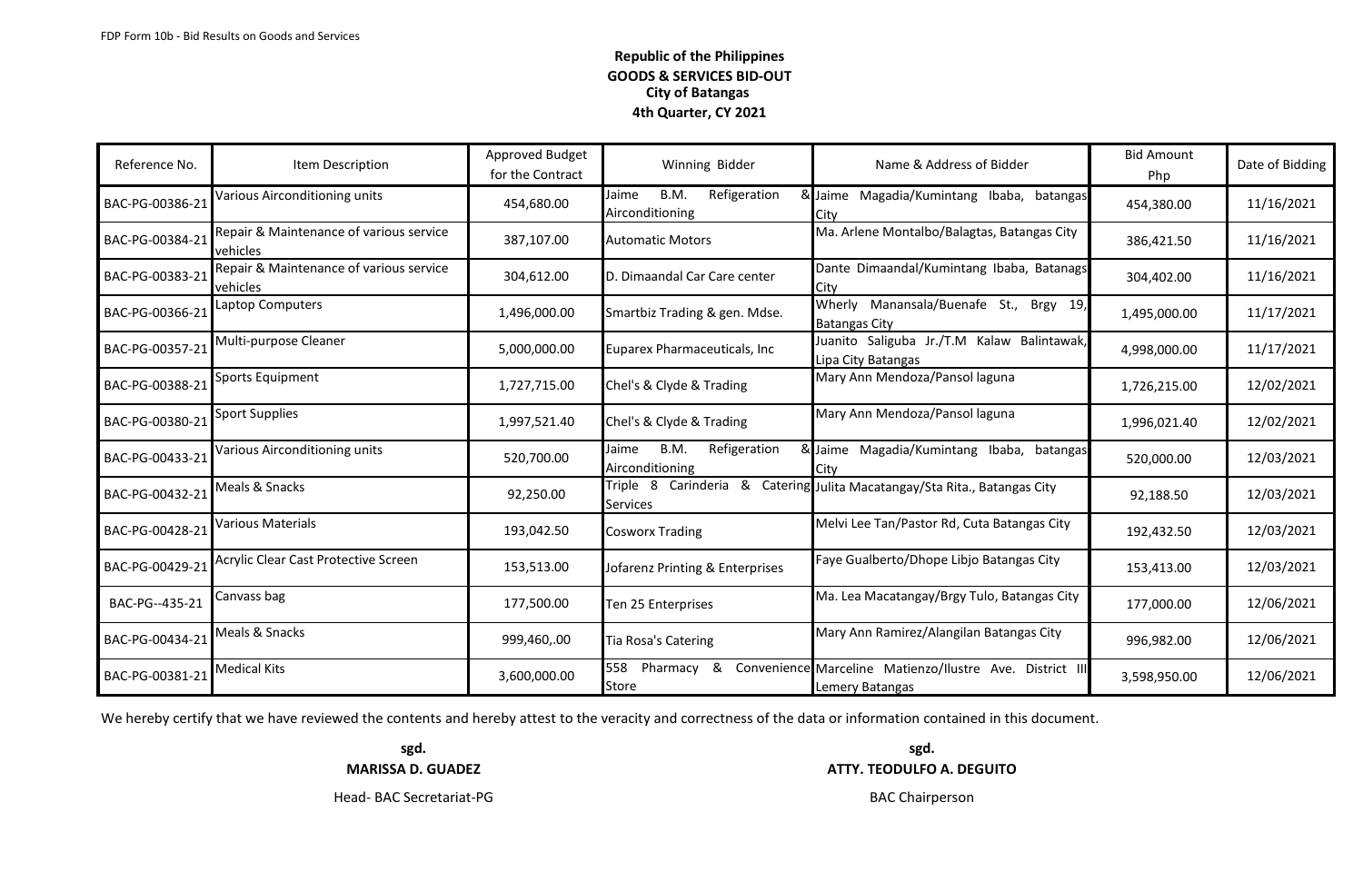FDP Form 10b - Bid Results on Goods and Services

**Republic of the Philippines**
**GOODS & SERVICES BID-OUT**
**City of Batangas**
**4th Quarter, CY 2021**

| Reference No. | Item Description | Approved Budget for the Contract | Winning Bidder | Name & Address of Bidder | Bid Amount Php | Date of Bidding |
|---|---|---|---|---|---|---|
| BAC-PG-00386-21 | Various Airconditioning units | 454,680.00 | Jaime B.M. Refigeration & Airconditioning | Jaime Magadia/Kumintang Ibaba, batangas City | 454,380.00 | 11/16/2021 |
| BAC-PG-00384-21 | Repair & Maintenance of various service vehicles | 387,107.00 | Automatic Motors | Ma. Arlene Montalbo/Balagtas, Batangas City | 386,421.50 | 11/16/2021 |
| BAC-PG-00383-21 | Repair & Maintenance of various service vehicles | 304,612.00 | D. Dimaandal Car Care center | Dante Dimaandal/Kumintang Ibaba, Batanags City | 304,402.00 | 11/16/2021 |
| BAC-PG-00366-21 | Laptop Computers | 1,496,000.00 | Smartbiz Trading & gen. Mdse. | Wherly Manansala/Buenafe St., Brgy 19, Batangas City | 1,495,000.00 | 11/17/2021 |
| BAC-PG-00357-21 | Multi-purpose Cleaner | 5,000,000.00 | Euparex Pharmaceuticals, Inc | Juanito Saliguba Jr./T.M Kalaw Balintawak, Lipa City Batangas | 4,998,000.00 | 11/17/2021 |
| BAC-PG-00388-21 | Sports Equipment | 1,727,715.00 | Chel's & Clyde & Trading | Mary Ann Mendoza/Pansol laguna | 1,726,215.00 | 12/02/2021 |
| BAC-PG-00380-21 | Sport Supplies | 1,997,521.40 | Chel's & Clyde & Trading | Mary Ann Mendoza/Pansol laguna | 1,996,021.40 | 12/02/2021 |
| BAC-PG-00433-21 | Various Airconditioning units | 520,700.00 | Jaime B.M. Refigeration & Airconditioning | Jaime Magadia/Kumintang Ibaba, batangas City | 520,000.00 | 12/03/2021 |
| BAC-PG-00432-21 | Meals & Snacks | 92,250.00 | Triple 8 Carinderia & Catering Services | Julita Macatangay/Sta Rita., Batangas City | 92,188.50 | 12/03/2021 |
| BAC-PG-00428-21 | Various Materials | 193,042.50 | Cosworx Trading | Melvi Lee Tan/Pastor Rd, Cuta Batangas City | 192,432.50 | 12/03/2021 |
| BAC-PG-00429-21 | Acrylic Clear Cast Protective Screen | 153,513.00 | Jofarenz Printing & Enterprises | Faye Gualberto/Dhope Libjo Batangas City | 153,413.00 | 12/03/2021 |
| BAC-PG--435-21 | Canvass bag | 177,500.00 | Ten 25 Enterprises | Ma. Lea Macatangay/Brgy Tulo, Batangas City | 177,000.00 | 12/06/2021 |
| BAC-PG-00434-21 | Meals & Snacks | 999,460,.00 | Tia Rosa's Catering | Mary Ann Ramirez/Alangilan Batangas City | 996,982.00 | 12/06/2021 |
| BAC-PG-00381-21 | Medical Kits | 3,600,000.00 | 558 Pharmacy & Convenience Store | Marceline Matienzo/Ilustre Ave. District III Lemery Batangas | 3,598,950.00 | 12/06/2021 |

We hereby certify that we have reviewed the contents and hereby attest to the veracity and correctness of the data or information contained in this document.

**sgd.**
**MARISSA D. GUADEZ**
Head- BAC Secretariat-PG

**sgd.**
**ATTY. TEODULFO A. DEGUITO**
BAC Chairperson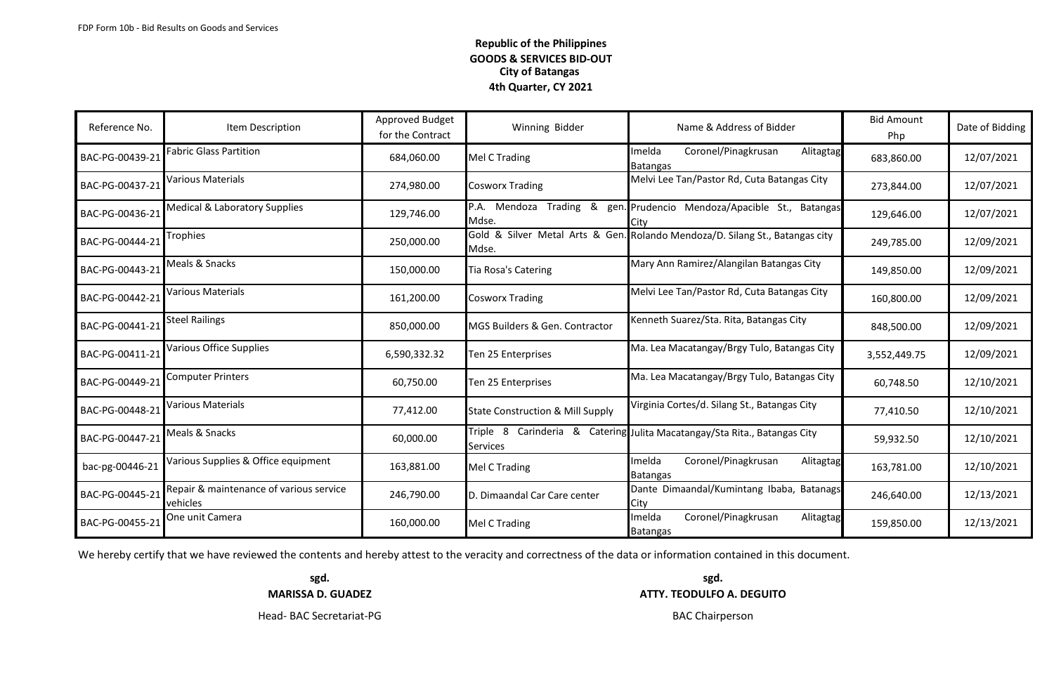FDP Form 10b - Bid Results on Goods and Services

**Republic of the Philippines**
**GOODS & SERVICES BID-OUT**
**City of Batangas**
**4th Quarter, CY 2021**

| Reference No. | Item Description | Approved Budget for the Contract | Winning Bidder | Name & Address of Bidder | Bid Amount Php | Date of Bidding |
|---|---|---|---|---|---|---|
| BAC-PG-00439-21 | Fabric Glass Partition | 684,060.00 | Mel C Trading | Imelda Coronel/Pinagkrusan Alitagtag Batangas | 683,860.00 | 12/07/2021 |
| BAC-PG-00437-21 | Various Materials | 274,980.00 | Cosworx Trading | Melvi Lee Tan/Pastor Rd, Cuta Batangas City | 273,844.00 | 12/07/2021 |
| BAC-PG-00436-21 | Medical & Laboratory Supplies | 129,746.00 | P.A. Mendoza Trading & gen. Mdse. | Prudencio Mendoza/Apacible St., Batangas City | 129,646.00 | 12/07/2021 |
| BAC-PG-00444-21 | Trophies | 250,000.00 | Gold & Silver Metal Arts & Gen. Mdse. | Rolando Mendoza/D. Silang St., Batangas city | 249,785.00 | 12/09/2021 |
| BAC-PG-00443-21 | Meals & Snacks | 150,000.00 | Tia Rosa's Catering | Mary Ann Ramirez/Alangilan Batangas City | 149,850.00 | 12/09/2021 |
| BAC-PG-00442-21 | Various Materials | 161,200.00 | Cosworx Trading | Melvi Lee Tan/Pastor Rd, Cuta Batangas City | 160,800.00 | 12/09/2021 |
| BAC-PG-00441-21 | Steel Railings | 850,000.00 | MGS Builders & Gen. Contractor | Kenneth Suarez/Sta. Rita, Batangas City | 848,500.00 | 12/09/2021 |
| BAC-PG-00411-21 | Various Office Supplies | 6,590,332.32 | Ten 25 Enterprises | Ma. Lea Macatangay/Brgy Tulo, Batangas City | 3,552,449.75 | 12/09/2021 |
| BAC-PG-00449-21 | Computer Printers | 60,750.00 | Ten 25 Enterprises | Ma. Lea Macatangay/Brgy Tulo, Batangas City | 60,748.50 | 12/10/2021 |
| BAC-PG-00448-21 | Various Materials | 77,412.00 | State Construction & Mill Supply | Virginia Cortes/d. Silang St., Batangas City | 77,410.50 | 12/10/2021 |
| BAC-PG-00447-21 | Meals & Snacks | 60,000.00 | Triple 8 Carinderia & Catering Services | Julita Macatangay/Sta Rita., Batangas City | 59,932.50 | 12/10/2021 |
| bac-pg-00446-21 | Various Supplies & Office equipment | 163,881.00 | Mel C Trading | Imelda Coronel/Pinagkrusan Alitagtag Batangas | 163,781.00 | 12/10/2021 |
| BAC-PG-00445-21 | Repair & maintenance of various service vehicles | 246,790.00 | D. Dimaandal Car Care center | Dante Dimaandal/Kumintang Ibaba, Batanags City | 246,640.00 | 12/13/2021 |
| BAC-PG-00455-21 | One unit Camera | 160,000.00 | Mel C Trading | Imelda Coronel/Pinagkrusan Alitagtag Batangas | 159,850.00 | 12/13/2021 |

We hereby certify that we have reviewed the contents and hereby attest to the veracity and correctness of the data or information contained in this document.

**sgd.**
**MARISSA D. GUADEZ**
Head- BAC Secretariat-PG

**sgd.**
**ATTY. TEODULFO A. DEGUITO**
BAC Chairperson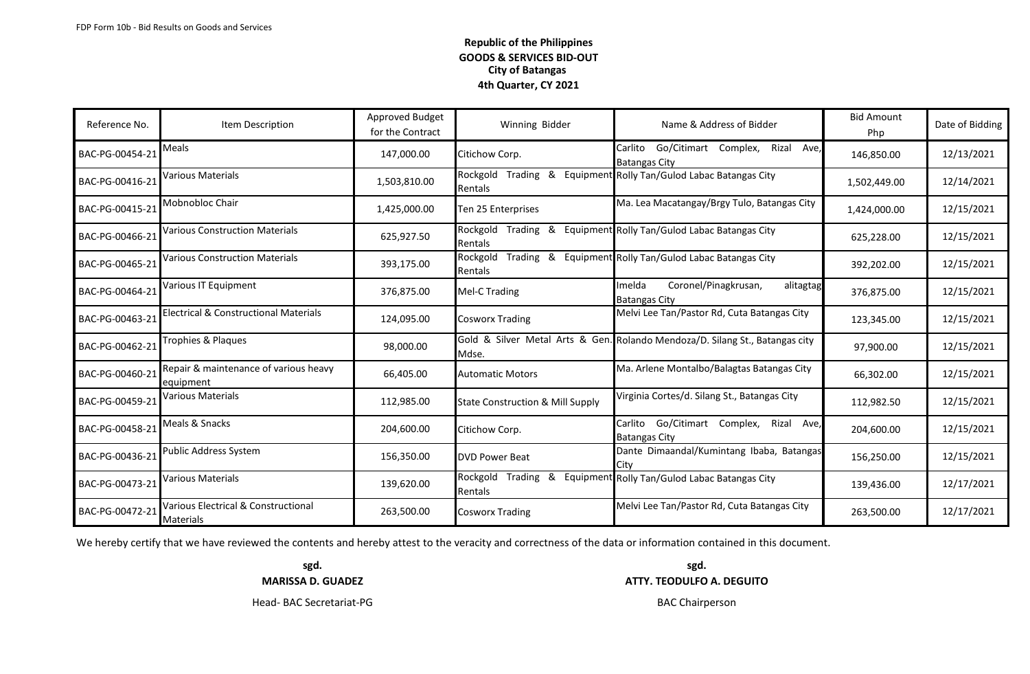FDP Form 10b - Bid Results on Goods and Services

**Republic of the Philippines**
**GOODS & SERVICES BID-OUT**
**City of Batangas**
**4th Quarter, CY 2021**

| Reference No. | Item Description | Approved Budget for the Contract | Winning Bidder | Name & Address of Bidder | Bid Amount Php | Date of Bidding |
|---|---|---|---|---|---|---|
| BAC-PG-00454-21 | Meals | 147,000.00 | Citichow Corp. | Carlito Go/Citimart Complex, Rizal Ave, Batangas City | 146,850.00 | 12/13/2021 |
| BAC-PG-00416-21 | Various Materials | 1,503,810.00 | Rockgold Trading & Equipment Rentals | Rolly Tan/Gulod Labac Batangas City | 1,502,449.00 | 12/14/2021 |
| BAC-PG-00415-21 | Mobnobloc Chair | 1,425,000.00 | Ten 25 Enterprises | Ma. Lea Macatangay/Brgy Tulo, Batangas City | 1,424,000.00 | 12/15/2021 |
| BAC-PG-00466-21 | Various Construction Materials | 625,927.50 | Rockgold Trading & Equipment Rentals | Rolly Tan/Gulod Labac Batangas City | 625,228.00 | 12/15/2021 |
| BAC-PG-00465-21 | Various Construction Materials | 393,175.00 | Rockgold Trading & Equipment Rentals | Rolly Tan/Gulod Labac Batangas City | 392,202.00 | 12/15/2021 |
| BAC-PG-00464-21 | Various IT Equipment | 376,875.00 | Mel-C Trading | Imelda Coronel/Pinagkrusan, alitagtag Batangas City | 376,875.00 | 12/15/2021 |
| BAC-PG-00463-21 | Electrical & Constructional Materials | 124,095.00 | Cosworx Trading | Melvi Lee Tan/Pastor Rd, Cuta Batangas City | 123,345.00 | 12/15/2021 |
| BAC-PG-00462-21 | Trophies & Plaques | 98,000.00 | Gold & Silver Metal Arts & Gen. Mdse. | Rolando Mendoza/D. Silang St., Batangas city | 97,900.00 | 12/15/2021 |
| BAC-PG-00460-21 | Repair & maintenance of various heavy equipment | 66,405.00 | Automatic Motors | Ma. Arlene Montalbo/Balagtas Batangas City | 66,302.00 | 12/15/2021 |
| BAC-PG-00459-21 | Various Materials | 112,985.00 | State Construction & Mill Supply | Virginia Cortes/d. Silang St., Batangas City | 112,982.50 | 12/15/2021 |
| BAC-PG-00458-21 | Meals & Snacks | 204,600.00 | Citichow Corp. | Carlito Go/Citimart Complex, Rizal Ave, Batangas City | 204,600.00 | 12/15/2021 |
| BAC-PG-00436-21 | Public Address System | 156,350.00 | DVD Power Beat | Dante Dimaandal/Kumintang Ibaba, Batangas City | 156,250.00 | 12/15/2021 |
| BAC-PG-00473-21 | Various Materials | 139,620.00 | Rockgold Trading & Equipment Rentals | Rolly Tan/Gulod Labac Batangas City | 139,436.00 | 12/17/2021 |
| BAC-PG-00472-21 | Various Electrical & Constructional Materials | 263,500.00 | Cosworx Trading | Melvi Lee Tan/Pastor Rd, Cuta Batangas City | 263,500.00 | 12/17/2021 |

We hereby certify that we have reviewed the contents and hereby attest to the veracity and correctness of the data or information contained in this document.

**sgd.**
**MARISSA D. GUADEZ**
Head- BAC Secretariat-PG

**sgd.**
**ATTY. TEODULFO A. DEGUITO**
BAC Chairperson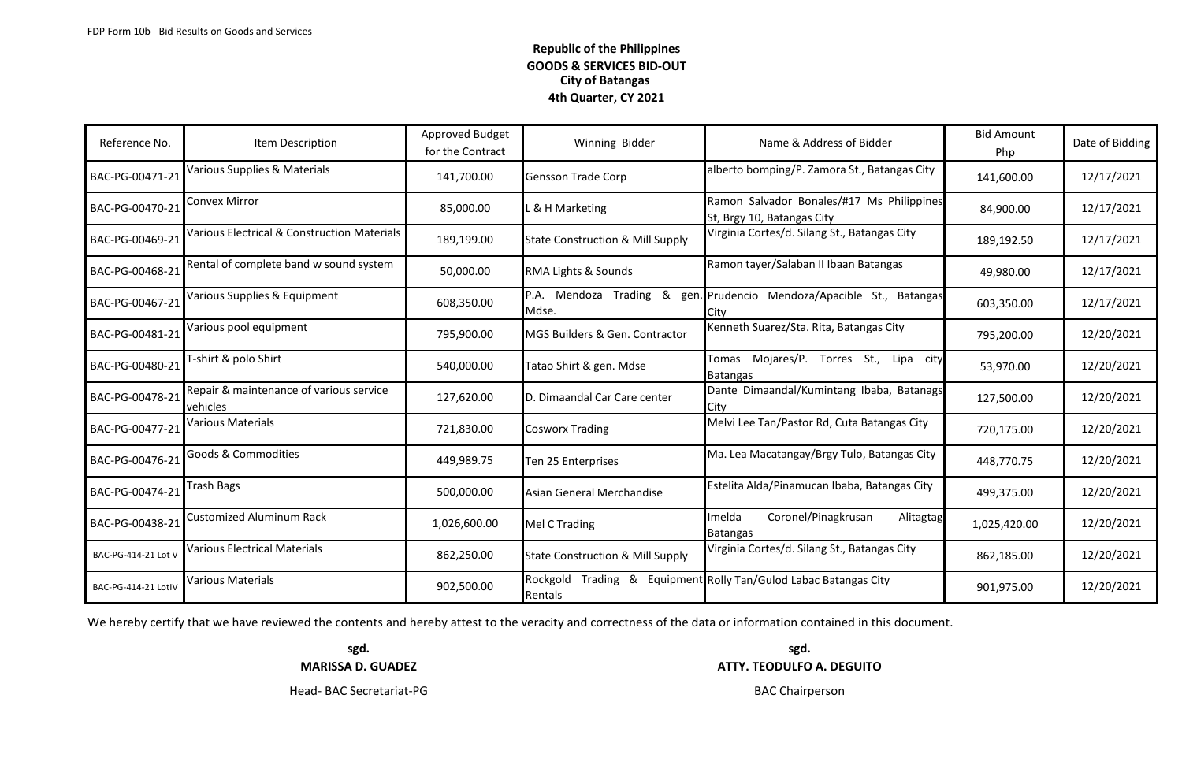FDP Form 10b - Bid Results on Goods and Services

**Republic of the Philippines**
**GOODS & SERVICES BID-OUT**
**City of Batangas**
**4th Quarter, CY 2021**

| Reference No. | Item Description | Approved Budget for the Contract | Winning Bidder | Name & Address of Bidder | Bid Amount Php | Date of Bidding |
|---|---|---|---|---|---|---|
| BAC-PG-00471-21 | Various Supplies & Materials | 141,700.00 | Gensson Trade Corp | alberto bomping/P. Zamora St., Batangas City | 141,600.00 | 12/17/2021 |
| BAC-PG-00470-21 | Convex Mirror | 85,000.00 | L & H Marketing | Ramon Salvador Bonales/#17 Ms Philippines St, Brgy 10, Batangas City | 84,900.00 | 12/17/2021 |
| BAC-PG-00469-21 | Various Electrical & Construction Materials | 189,199.00 | State Construction & Mill Supply | Virginia Cortes/d. Silang St., Batangas City | 189,192.50 | 12/17/2021 |
| BAC-PG-00468-21 | Rental of complete band w sound system | 50,000.00 | RMA Lights & Sounds | Ramon tayer/Salaban II Ibaan Batangas | 49,980.00 | 12/17/2021 |
| BAC-PG-00467-21 | Various Supplies & Equipment | 608,350.00 | P.A. Mendoza Trading & gen. Mdse. | Prudencio Mendoza/Apacible St., Batangas City | 603,350.00 | 12/17/2021 |
| BAC-PG-00481-21 | Various pool equipment | 795,900.00 | MGS Builders & Gen. Contractor | Kenneth Suarez/Sta. Rita, Batangas City | 795,200.00 | 12/20/2021 |
| BAC-PG-00480-21 | T-shirt & polo Shirt | 540,000.00 | Tatao Shirt & gen. Mdse | Tomas Mojares/P. Torres St., Lipa city Batangas | 53,970.00 | 12/20/2021 |
| BAC-PG-00478-21 | Repair & maintenance of various service vehicles | 127,620.00 | D. Dimaandal Car Care center | Dante Dimaandal/Kumintang Ibaba, Batanags City | 127,500.00 | 12/20/2021 |
| BAC-PG-00477-21 | Various Materials | 721,830.00 | Cosworx Trading | Melvi Lee Tan/Pastor Rd, Cuta Batangas City | 720,175.00 | 12/20/2021 |
| BAC-PG-00476-21 | Goods & Commodities | 449,989.75 | Ten 25 Enterprises | Ma. Lea Macatangay/Brgy Tulo, Batangas City | 448,770.75 | 12/20/2021 |
| BAC-PG-00474-21 | Trash Bags | 500,000.00 | Asian General Merchandise | Estelita Alda/Pinamucan Ibaba, Batangas City | 499,375.00 | 12/20/2021 |
| BAC-PG-00438-21 | Customized Aluminum Rack | 1,026,600.00 | Mel C Trading | Imelda Coronel/Pinagkrusan Alitagtag Batangas | 1,025,420.00 | 12/20/2021 |
| BAC-PG-414-21 Lot V | Various Electrical Materials | 862,250.00 | State Construction & Mill Supply | Virginia Cortes/d. Silang St., Batangas City | 862,185.00 | 12/20/2021 |
| BAC-PG-414-21 LotIV | Various Materials | 902,500.00 | Rockgold Trading & Equipment Rentals | Rolly Tan/Gulod Labac Batangas City | 901,975.00 | 12/20/2021 |

We hereby certify that we have reviewed the contents and hereby attest to the veracity and correctness of the data or information contained in this document.

**sgd.**
**MARISSA D. GUADEZ**
Head- BAC Secretariat-PG

**sgd.**
**ATTY. TEODULFO A. DEGUITO**
BAC Chairperson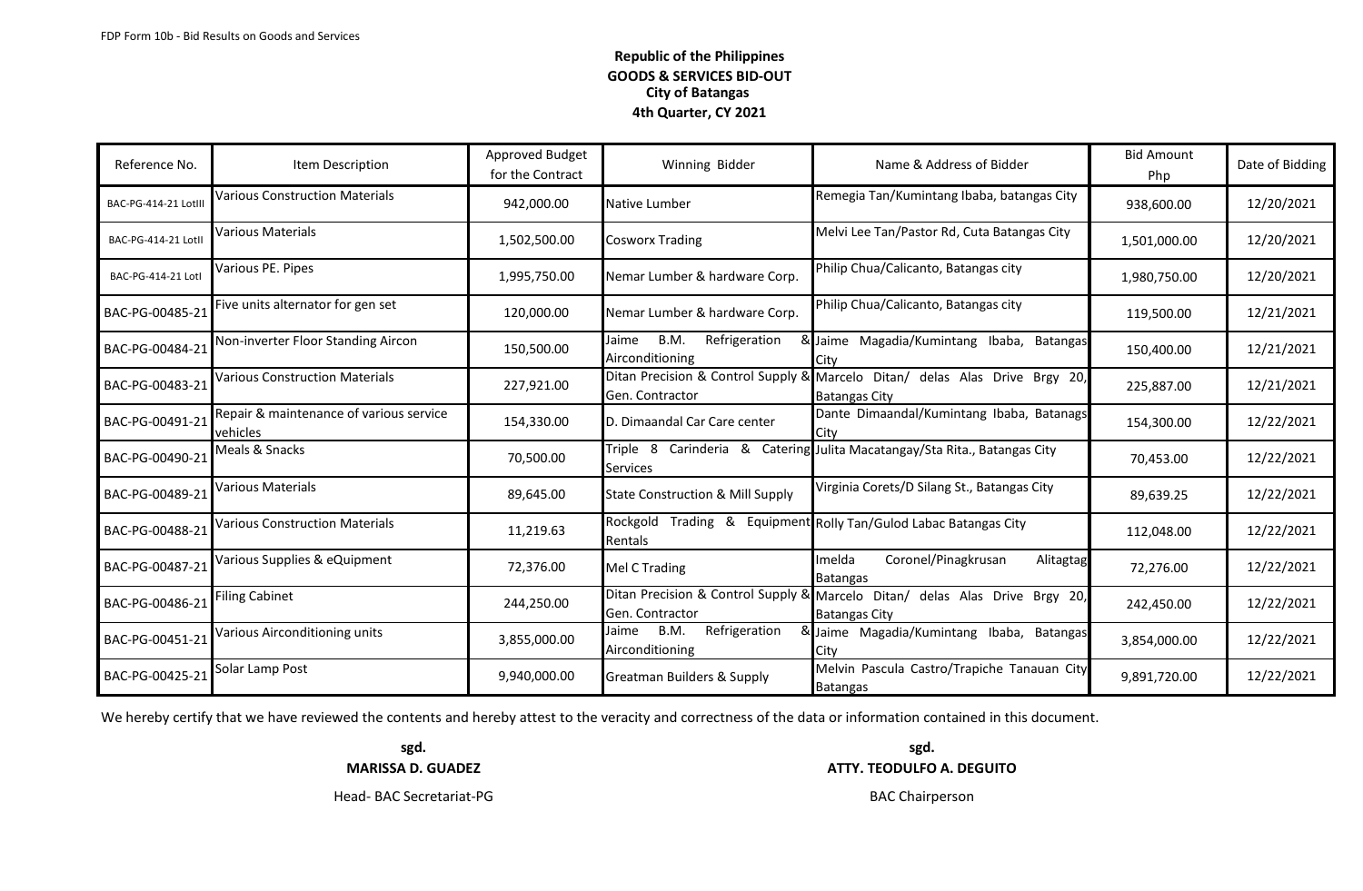FDP Form 10b - Bid Results on Goods and Services

**Republic of the Philippines**
**GOODS & SERVICES BID-OUT**
**City of Batangas**
**4th Quarter, CY 2021**

| Reference No. | Item Description | Approved Budget for the Contract | Winning Bidder | Name & Address of Bidder | Bid Amount Php | Date of Bidding |
|---|---|---|---|---|---|---|
| BAC-PG-414-21 LotIII | Various Construction Materials | 942,000.00 | Native Lumber | Remegia Tan/Kumintang Ibaba, batangas City | 938,600.00 | 12/20/2021 |
| BAC-PG-414-21 LotII | Various Materials | 1,502,500.00 | Cosworx Trading | Melvi Lee Tan/Pastor Rd, Cuta Batangas City | 1,501,000.00 | 12/20/2021 |
| BAC-PG-414-21 LotI | Various PE. Pipes | 1,995,750.00 | Nemar Lumber & hardware Corp. | Philip Chua/Calicanto, Batangas city | 1,980,750.00 | 12/20/2021 |
| BAC-PG-00485-21 | Five units alternator for gen set | 120,000.00 | Nemar Lumber & hardware Corp. | Philip Chua/Calicanto, Batangas city | 119,500.00 | 12/21/2021 |
| BAC-PG-00484-21 | Non-inverter Floor Standing Aircon | 150,500.00 | Jaime B.M. Refrigeration & Airconditioning | Jaime Magadia/Kumintang Ibaba, Batangas City | 150,400.00 | 12/21/2021 |
| BAC-PG-00483-21 | Various Construction Materials | 227,921.00 | Ditan Precision & Control Supply & Gen. Contractor | Marcelo Ditan/ delas Alas Drive Brgy 20, Batangas City | 225,887.00 | 12/21/2021 |
| BAC-PG-00491-21 | Repair & maintenance of various service vehicles | 154,330.00 | D. Dimaandal Car Care center | Dante Dimaandal/Kumintang Ibaba, Batanags City | 154,300.00 | 12/22/2021 |
| BAC-PG-00490-21 | Meals & Snacks | 70,500.00 | Triple 8 Carinderia & Catering Services | Julita Macatangay/Sta Rita., Batangas City | 70,453.00 | 12/22/2021 |
| BAC-PG-00489-21 | Various Materials | 89,645.00 | State Construction & Mill Supply | Virginia Corets/D Silang St., Batangas City | 89,639.25 | 12/22/2021 |
| BAC-PG-00488-21 | Various Construction Materials | 11,219.63 | Rockgold Trading & Equipment Rentals | Rolly Tan/Gulod Labac Batangas City | 112,048.00 | 12/22/2021 |
| BAC-PG-00487-21 | Various Supplies & eQuipment | 72,376.00 | Mel C Trading | Imelda Coronel/Pinagkrusan Alitagtag Batangas | 72,276.00 | 12/22/2021 |
| BAC-PG-00486-21 | Filing Cabinet | 244,250.00 | Ditan Precision & Control Supply & Gen. Contractor | Marcelo Ditan/ delas Alas Drive Brgy 20, Batangas City | 242,450.00 | 12/22/2021 |
| BAC-PG-00451-21 | Various Airconditioning units | 3,855,000.00 | Jaime B.M. Refrigeration & Airconditioning | Jaime Magadia/Kumintang Ibaba, Batangas City | 3,854,000.00 | 12/22/2021 |
| BAC-PG-00425-21 | Solar Lamp Post | 9,940,000.00 | Greatman Builders & Supply | Melvin Pascula Castro/Trapiche Tanauan City Batangas | 9,891,720.00 | 12/22/2021 |

We hereby certify that we have reviewed the contents and hereby attest to the veracity and correctness of the data or information contained in this document.

**sgd.**
**MARISSA D. GUADEZ**
Head- BAC Secretariat-PG

**sgd.**
**ATTY. TEODULFO A. DEGUITO**
BAC Chairperson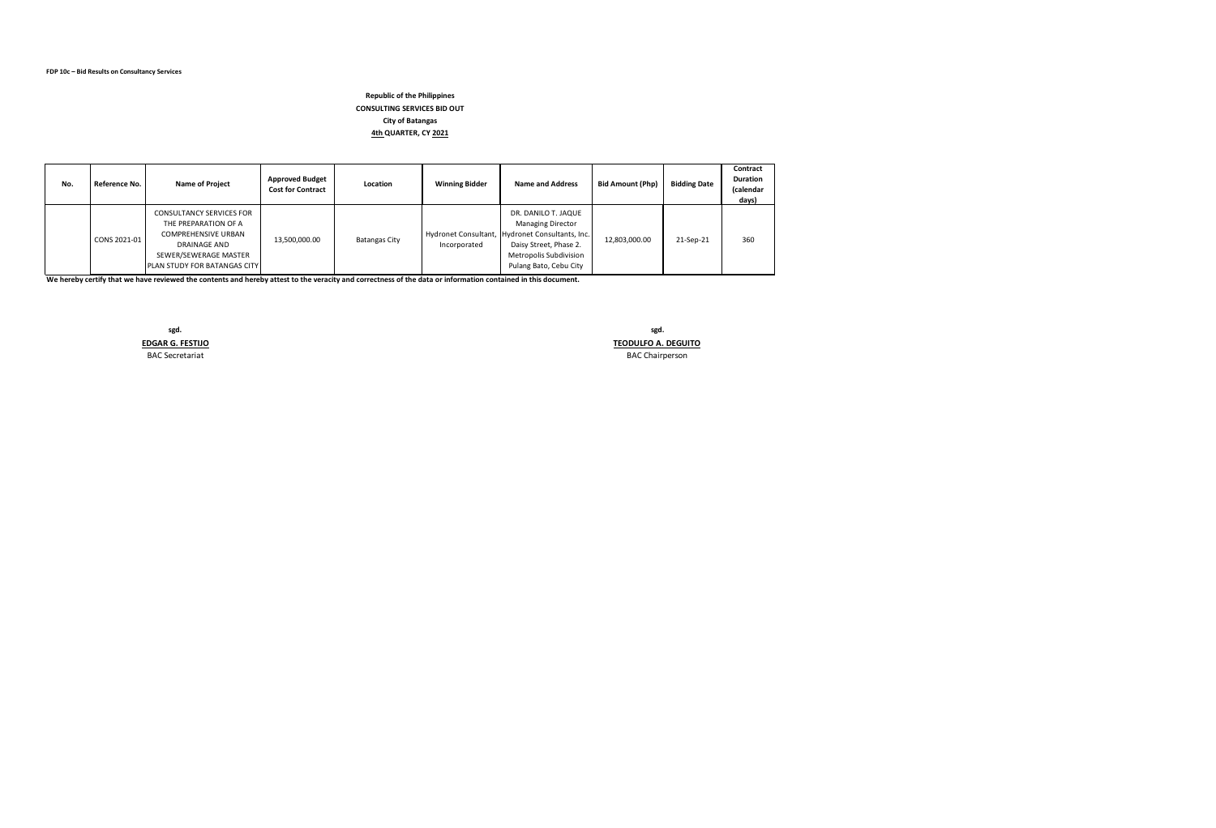**FDP 10c – Bid Results on Consultancy Services**

**Republic of the Philippines**

**CONSULTING SERVICES BID OUT**

**City of Batangas**

**4th QUARTER, CY 2021**

| No. | Reference No. | Name of Project | Approved Budget Cost for Contract | Location | Winning Bidder | Name and Address | Bid Amount (Php) | Bidding Date | Contract Duration (calendar days) |
|---|---|---|---|---|---|---|---|---|---|
| | CONS 2021-01 | CONSULTANCY SERVICES FOR THE PREPARATION OF A COMPREHENSIVE URBAN DRAINAGE AND SEWER/SEWERAGE MASTER PLAN STUDY FOR BATANGAS CITY | 13,500,000.00 | Batangas City | Hydronet Consultant, Incorporated | DR. DANILO T. JAQUE Managing Director Hydronet Consultants, Inc. Daisy Street, Phase 2. Metropolis Subdivision Pulang Bato, Cebu City | 12,803,000.00 | 21-Sep-21 | 360 |

**We hereby certify that we have reviewed the contents and hereby attest to the veracity and correctness of the data or information contained in this document.**

sgd.
**EDGAR G. FESTIJO**
BAC Secretariat

sgd.
**TEODULFO A. DEGUITO**
BAC Chairperson